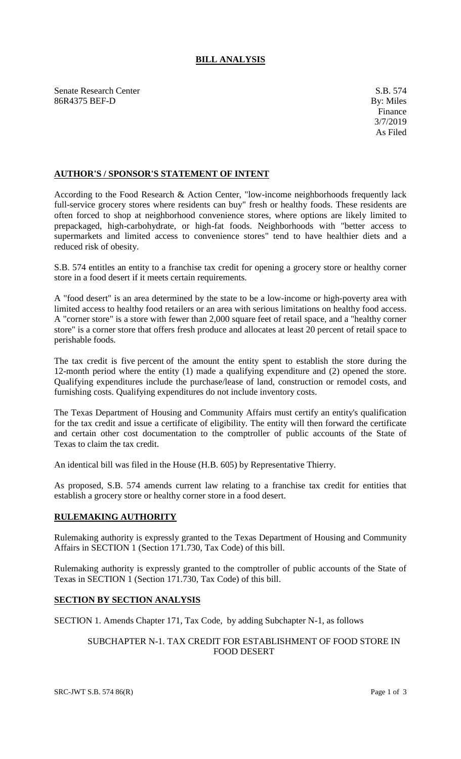# BILL ANALYSIS

Senate Research Center
86R4375 BEF-D

S.B. 574
By: Miles
Finance
3/7/2019
As Filed

## AUTHOR'S / SPONSOR'S STATEMENT OF INTENT

According to the Food Research & Action Center, "low-income neighborhoods frequently lack full-service grocery stores where residents can buy" fresh or healthy foods. These residents are often forced to shop at neighborhood convenience stores, where options are likely limited to prepackaged, high-carbohydrate, or high-fat foods. Neighborhoods with "better access to supermarkets and limited access to convenience stores" tend to have healthier diets and a reduced risk of obesity.

S.B. 574 entitles an entity to a franchise tax credit for opening a grocery store or healthy corner store in a food desert if it meets certain requirements.

A "food desert" is an area determined by the state to be a low-income or high-poverty area with limited access to healthy food retailers or an area with serious limitations on healthy food access. A "corner store" is a store with fewer than 2,000 square feet of retail space, and a "healthy corner store" is a corner store that offers fresh produce and allocates at least 20 percent of retail space to perishable foods.

The tax credit is five percent of the amount the entity spent to establish the store during the 12-month period where the entity (1) made a qualifying expenditure and (2) opened the store. Qualifying expenditures include the purchase/lease of land, construction or remodel costs, and furnishing costs. Qualifying expenditures do not include inventory costs.

The Texas Department of Housing and Community Affairs must certify an entity's qualification for the tax credit and issue a certificate of eligibility. The entity will then forward the certificate and certain other cost documentation to the comptroller of public accounts of the State of Texas to claim the tax credit.

An identical bill was filed in the House (H.B. 605) by Representative Thierry.

As proposed, S.B. 574 amends current law relating to a franchise tax credit for entities that establish a grocery store or healthy corner store in a food desert.

## RULEMAKING AUTHORITY

Rulemaking authority is expressly granted to the Texas Department of Housing and Community Affairs in SECTION 1 (Section 171.730, Tax Code) of this bill.

Rulemaking authority is expressly granted to the comptroller of public accounts of the State of Texas in SECTION 1 (Section 171.730, Tax Code) of this bill.

## SECTION BY SECTION ANALYSIS

SECTION 1. Amends Chapter 171, Tax Code, by adding Subchapter N-1, as follows

SUBCHAPTER N-1. TAX CREDIT FOR ESTABLISHMENT OF FOOD STORE IN FOOD DESERT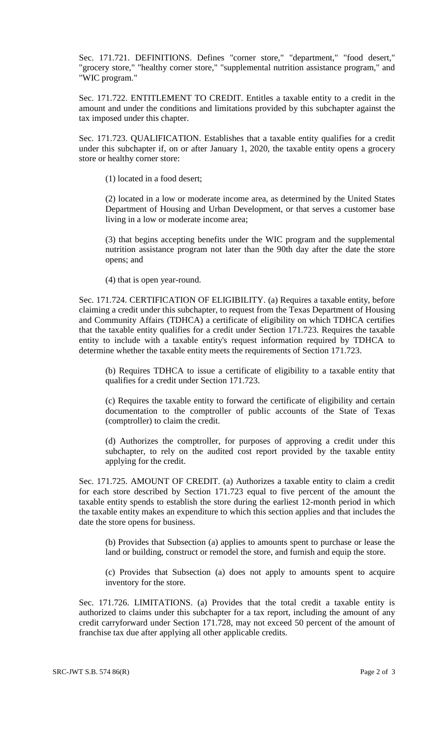Sec. 171.721. DEFINITIONS. Defines "corner store," "department," "food desert," "grocery store," "healthy corner store," "supplemental nutrition assistance program," and "WIC program."

Sec. 171.722. ENTITLEMENT TO CREDIT. Entitles a taxable entity to a credit in the amount and under the conditions and limitations provided by this subchapter against the tax imposed under this chapter.

Sec. 171.723. QUALIFICATION. Establishes that a taxable entity qualifies for a credit under this subchapter if, on or after January 1, 2020, the taxable entity opens a grocery store or healthy corner store:

(1) located in a food desert;

(2) located in a low or moderate income area, as determined by the United States Department of Housing and Urban Development, or that serves a customer base living in a low or moderate income area;

(3) that begins accepting benefits under the WIC program and the supplemental nutrition assistance program not later than the 90th day after the date the store opens; and

(4) that is open year-round.

Sec. 171.724. CERTIFICATION OF ELIGIBILITY. (a) Requires a taxable entity, before claiming a credit under this subchapter, to request from the Texas Department of Housing and Community Affairs (TDHCA) a certificate of eligibility on which TDHCA certifies that the taxable entity qualifies for a credit under Section 171.723. Requires the taxable entity to include with a taxable entity's request information required by TDHCA to determine whether the taxable entity meets the requirements of Section 171.723.

(b) Requires TDHCA to issue a certificate of eligibility to a taxable entity that qualifies for a credit under Section 171.723.

(c) Requires the taxable entity to forward the certificate of eligibility and certain documentation to the comptroller of public accounts of the State of Texas (comptroller) to claim the credit.

(d) Authorizes the comptroller, for purposes of approving a credit under this subchapter, to rely on the audited cost report provided by the taxable entity applying for the credit.

Sec. 171.725. AMOUNT OF CREDIT. (a) Authorizes a taxable entity to claim a credit for each store described by Section 171.723 equal to five percent of the amount the taxable entity spends to establish the store during the earliest 12-month period in which the taxable entity makes an expenditure to which this section applies and that includes the date the store opens for business.

(b) Provides that Subsection (a) applies to amounts spent to purchase or lease the land or building, construct or remodel the store, and furnish and equip the store.

(c) Provides that Subsection (a) does not apply to amounts spent to acquire inventory for the store.

Sec. 171.726. LIMITATIONS. (a) Provides that the total credit a taxable entity is authorized to claims under this subchapter for a tax report, including the amount of any credit carryforward under Section 171.728, may not exceed 50 percent of the amount of franchise tax due after applying all other applicable credits.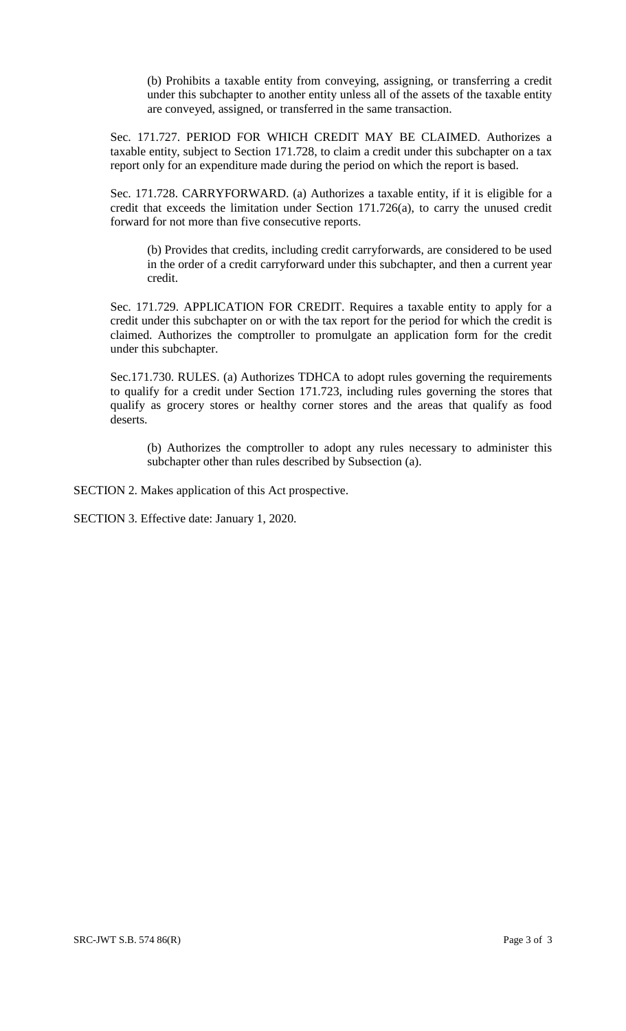(b) Prohibits a taxable entity from conveying, assigning, or transferring a credit under this subchapter to another entity unless all of the assets of the taxable entity are conveyed, assigned, or transferred in the same transaction.

Sec. 171.727. PERIOD FOR WHICH CREDIT MAY BE CLAIMED. Authorizes a taxable entity, subject to Section 171.728, to claim a credit under this subchapter on a tax report only for an expenditure made during the period on which the report is based.

Sec. 171.728. CARRYFORWARD. (a) Authorizes a taxable entity, if it is eligible for a credit that exceeds the limitation under Section 171.726(a), to carry the unused credit forward for not more than five consecutive reports.

(b) Provides that credits, including credit carryforwards, are considered to be used in the order of a credit carryforward under this subchapter, and then a current year credit.

Sec. 171.729. APPLICATION FOR CREDIT. Requires a taxable entity to apply for a credit under this subchapter on or with the tax report for the period for which the credit is claimed. Authorizes the comptroller to promulgate an application form for the credit under this subchapter.

Sec.171.730. RULES. (a) Authorizes TDHCA to adopt rules governing the requirements to qualify for a credit under Section 171.723, including rules governing the stores that qualify as grocery stores or healthy corner stores and the areas that qualify as food deserts.

(b) Authorizes the comptroller to adopt any rules necessary to administer this subchapter other than rules described by Subsection (a).

SECTION 2. Makes application of this Act prospective.

SECTION 3. Effective date: January 1, 2020.

SRC-JWT S.B. 574 86(R)